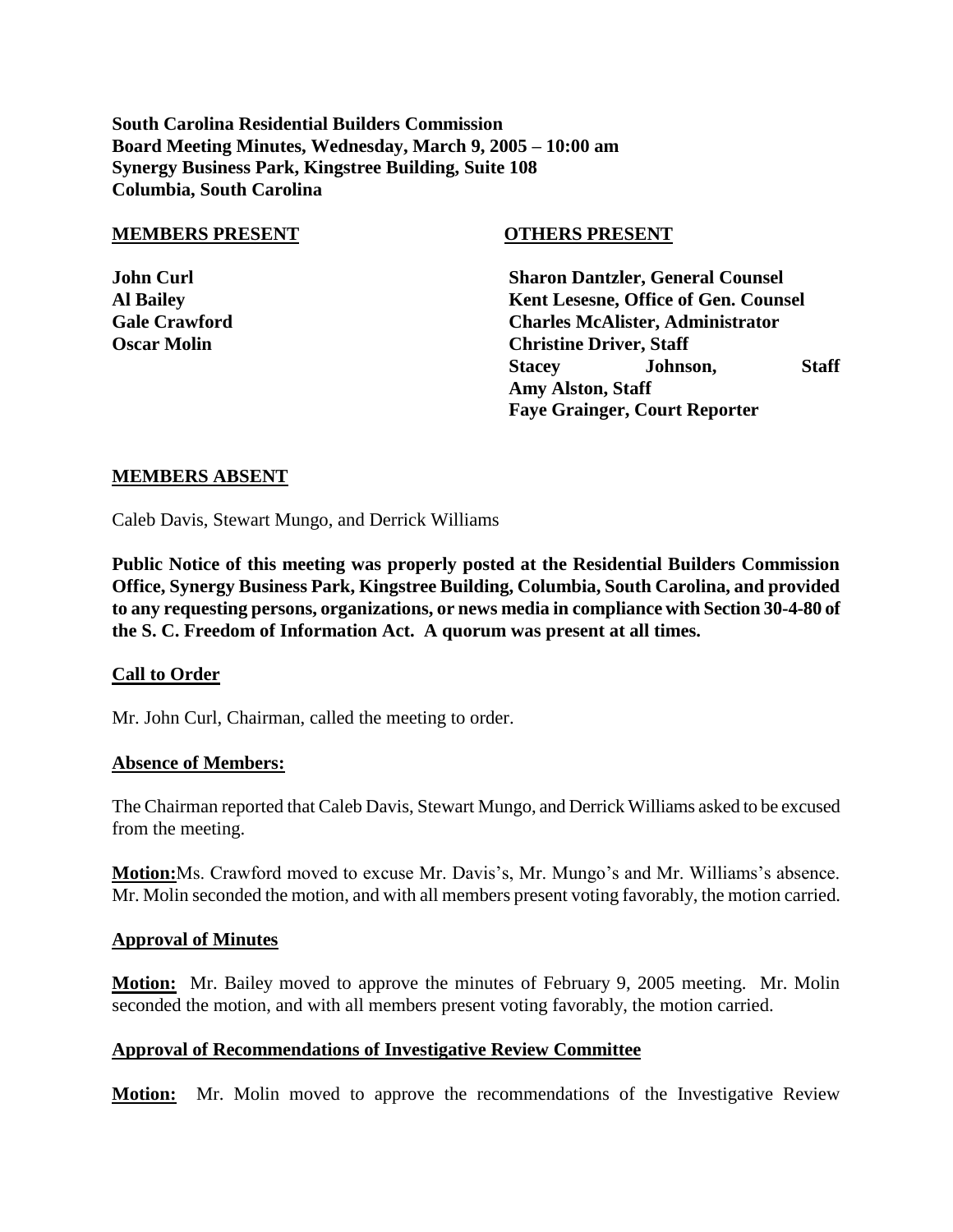**South Carolina Residential Builders Commission**
**Board Meeting Minutes, Wednesday, March 9, 2005 – 10:00 am**
**Synergy Business Park, Kingstree Building, Suite 108**
**Columbia, South Carolina**

| **MEMBERS PRESENT** | **OTHERS PRESENT** |
| --- | --- |
| **John Curl** | **Sharon Dantzler, General Counsel** |
| **Al Bailey** | **Kent Lesesne, Office of Gen. Counsel** |
| **Gale Crawford** | **Charles McAlister, Administrator** |
| **Oscar Molin** | **Christine Driver, Staff** |
| | **Stacey Johnson, Staff** |
| | **Amy Alston, Staff** |
| | **Faye Grainger, Court Reporter** |

**MEMBERS ABSENT**

Caleb Davis, Stewart Mungo, and Derrick Williams

**Public Notice of this meeting was properly posted at the Residential Builders Commission Office, Synergy Business Park, Kingstree Building, Columbia, South Carolina, and provided to any requesting persons, organizations, or news media in compliance with Section 30-4-80 of the S. C. Freedom of Information Act. A quorum was present at all times.**

**Call to Order**

Mr. John Curl, Chairman, called the meeting to order.

**Absence of Members:**

The Chairman reported that Caleb Davis, Stewart Mungo, and Derrick Williams asked to be excused from the meeting.

**Motion:** Ms. Crawford moved to excuse Mr. Davis's, Mr. Mungo's and Mr. Williams's absence. Mr. Molin seconded the motion, and with all members present voting favorably, the motion carried.

**Approval of Minutes**

**Motion:** Mr. Bailey moved to approve the minutes of February 9, 2005 meeting. Mr. Molin seconded the motion, and with all members present voting favorably, the motion carried.

**Approval of Recommendations of Investigative Review Committee**

**Motion:** Mr. Molin moved to approve the recommendations of the Investigative Review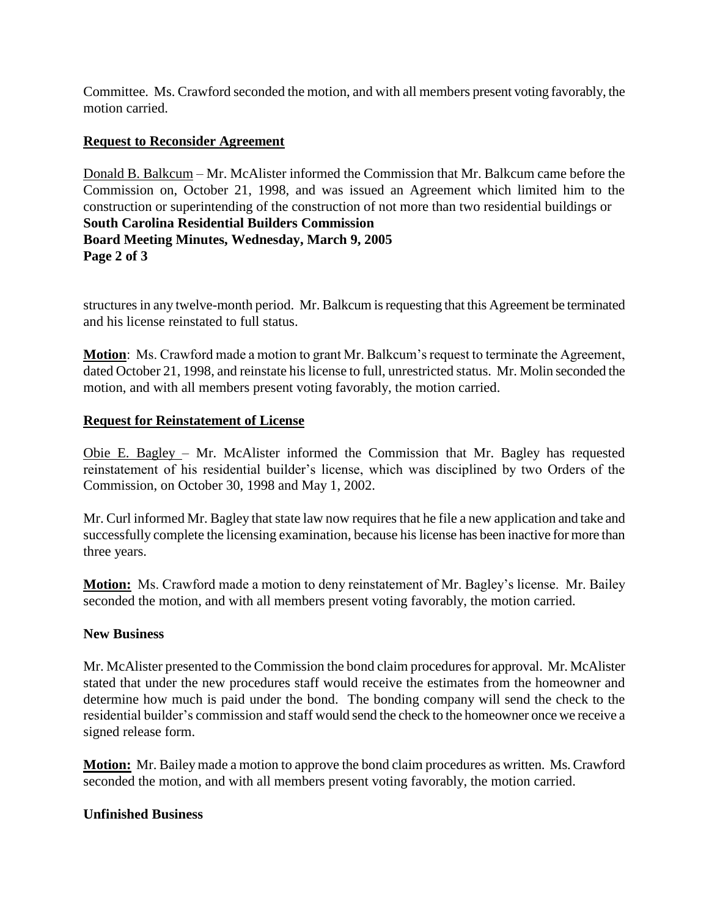Committee. Ms. Crawford seconded the motion, and with all members present voting favorably, the motion carried.

**Request to Reconsider Agreement**

Donald B. Balkcum – Mr. McAlister informed the Commission that Mr. Balkcum came before the Commission on, October 21, 1998, and was issued an Agreement which limited him to the construction or superintending of the construction of not more than two residential buildings or structures in any twelve-month period. Mr. Balkcum is requesting that this Agreement be terminated and his license reinstated to full status.

**Motion**: Ms. Crawford made a motion to grant Mr. Balkcum's request to terminate the Agreement, dated October 21, 1998, and reinstate his license to full, unrestricted status. Mr. Molin seconded the motion, and with all members present voting favorably, the motion carried.

**Request for Reinstatement of License**

Obie E. Bagley – Mr. McAlister informed the Commission that Mr. Bagley has requested reinstatement of his residential builder's license, which was disciplined by two Orders of the Commission, on October 30, 1998 and May 1, 2002.

Mr. Curl informed Mr. Bagley that state law now requires that he file a new application and take and successfully complete the licensing examination, because his license has been inactive for more than three years.

**Motion:** Ms. Crawford made a motion to deny reinstatement of Mr. Bagley's license. Mr. Bailey seconded the motion, and with all members present voting favorably, the motion carried.

**New Business**

Mr. McAlister presented to the Commission the bond claim procedures for approval. Mr. McAlister stated that under the new procedures staff would receive the estimates from the homeowner and determine how much is paid under the bond. The bonding company will send the check to the residential builder's commission and staff would send the check to the homeowner once we receive a signed release form.

**Motion:** Mr. Bailey made a motion to approve the bond claim procedures as written. Ms. Crawford seconded the motion, and with all members present voting favorably, the motion carried.

**Unfinished Business**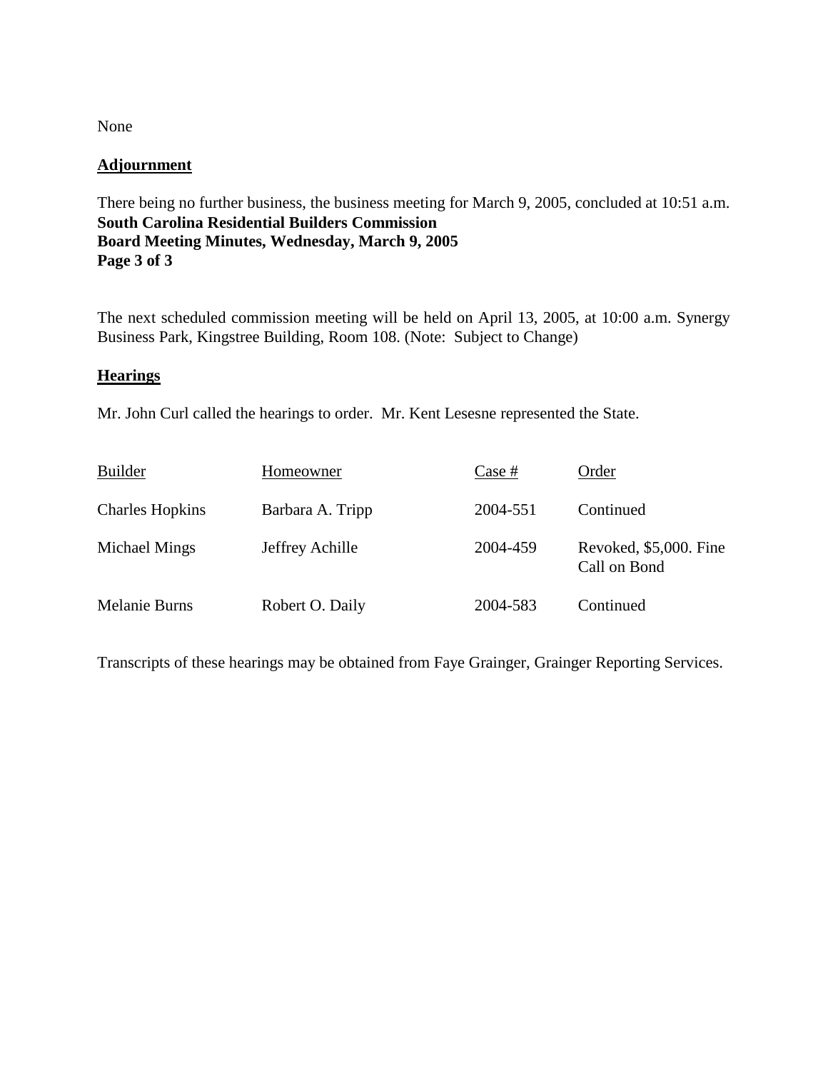None

**Adjournment**

There being no further business, the business meeting for March 9, 2005, concluded at 10:51 a.m.

The next scheduled commission meeting will be held on April 13, 2005, at 10:00 a.m. Synergy Business Park, Kingstree Building, Room 108. (Note: Subject to Change)

**Hearings**

Mr. John Curl called the hearings to order. Mr. Kent Lesesne represented the State.

| Builder | Homeowner | Case # | Order |
|---|---|---|---|
| Charles Hopkins | Barbara A. Tripp | 2004-551 | Continued |
| Michael Mings | Jeffrey Achille | 2004-459 | Revoked, $5,000. Fine Call on Bond |
| Melanie Burns | Robert O. Daily | 2004-583 | Continued |

Transcripts of these hearings may be obtained from Faye Grainger, Grainger Reporting Services.